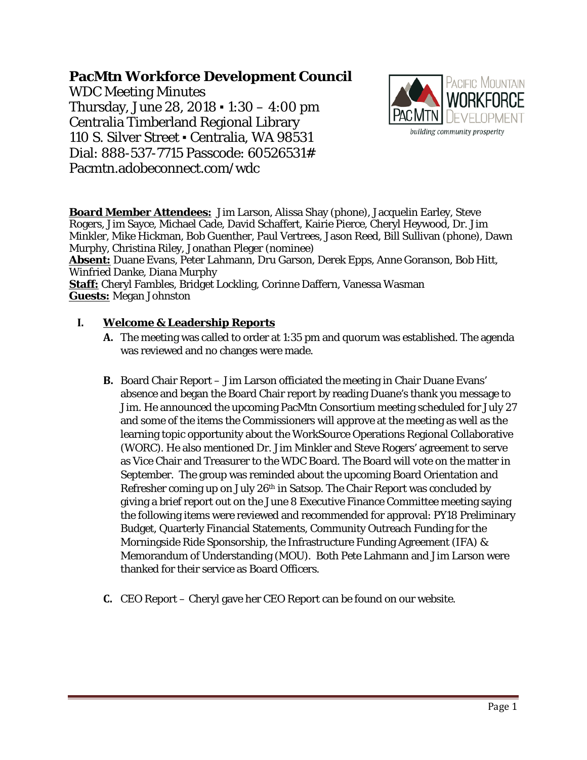# PacMtn Workforce Development Council

WDC Meeting Minutes
Thursday, June 28, 2018 ▪ 1:30 – 4:00 pm
Centralia Timberland Regional Library
110 S. Silver Street ▪ Centralia, WA 98531
Dial: 888-537-7715 Passcode: 60526531#
Pacmtn.adobeconnect.com/wdc

**Board Member Attendees:** Jim Larson, Alissa Shay (phone), Jacquelin Earley, Steve Rogers, Jim Sayce, Michael Cade, David Schaffert, Kairie Pierce, Cheryl Heywood, Dr. Jim Minkler, Mike Hickman, Bob Guenther, Paul Vertrees, Jason Reed, Bill Sullivan (phone), Dawn Murphy, Christina Riley, Jonathan Pleger (nominee)
**Absent:** Duane Evans, Peter Lahmann, Dru Garson, Derek Epps, Anne Goranson, Bob Hitt, Winfried Danke, Diana Murphy
**Staff:** Cheryl Fambles, Bridget Lockling, Corinne Daffern, Vanessa Wasman
**Guests:** Megan Johnston

## I. Welcome & Leadership Reports

**A.** The meeting was called to order at 1:35 pm and quorum was established. The agenda was reviewed and no changes were made.

**B.** Board Chair Report – Jim Larson officiated the meeting in Chair Duane Evans' absence and began the Board Chair report by reading Duane's thank you message to Jim. He announced the upcoming PacMtn Consortium meeting scheduled for July 27 and some of the items the Commissioners will approve at the meeting as well as the learning topic opportunity about the WorkSource Operations Regional Collaborative (WORC). He also mentioned Dr. Jim Minkler and Steve Rogers' agreement to serve as Vice Chair and Treasurer to the WDC Board. The Board will vote on the matter in September. The group was reminded about the upcoming Board Orientation and Refresher coming up on July 26th in Satsop. The Chair Report was concluded by giving a brief report out on the June 8 Executive Finance Committee meeting saying the following items were reviewed and recommended for approval: PY18 Preliminary Budget, Quarterly Financial Statements, Community Outreach Funding for the Morningside Ride Sponsorship, the Infrastructure Funding Agreement (IFA) & Memorandum of Understanding (MOU). Both Pete Lahmann and Jim Larson were thanked for their service as Board Officers.

**C.** CEO Report – Cheryl gave her CEO Report can be found on our website.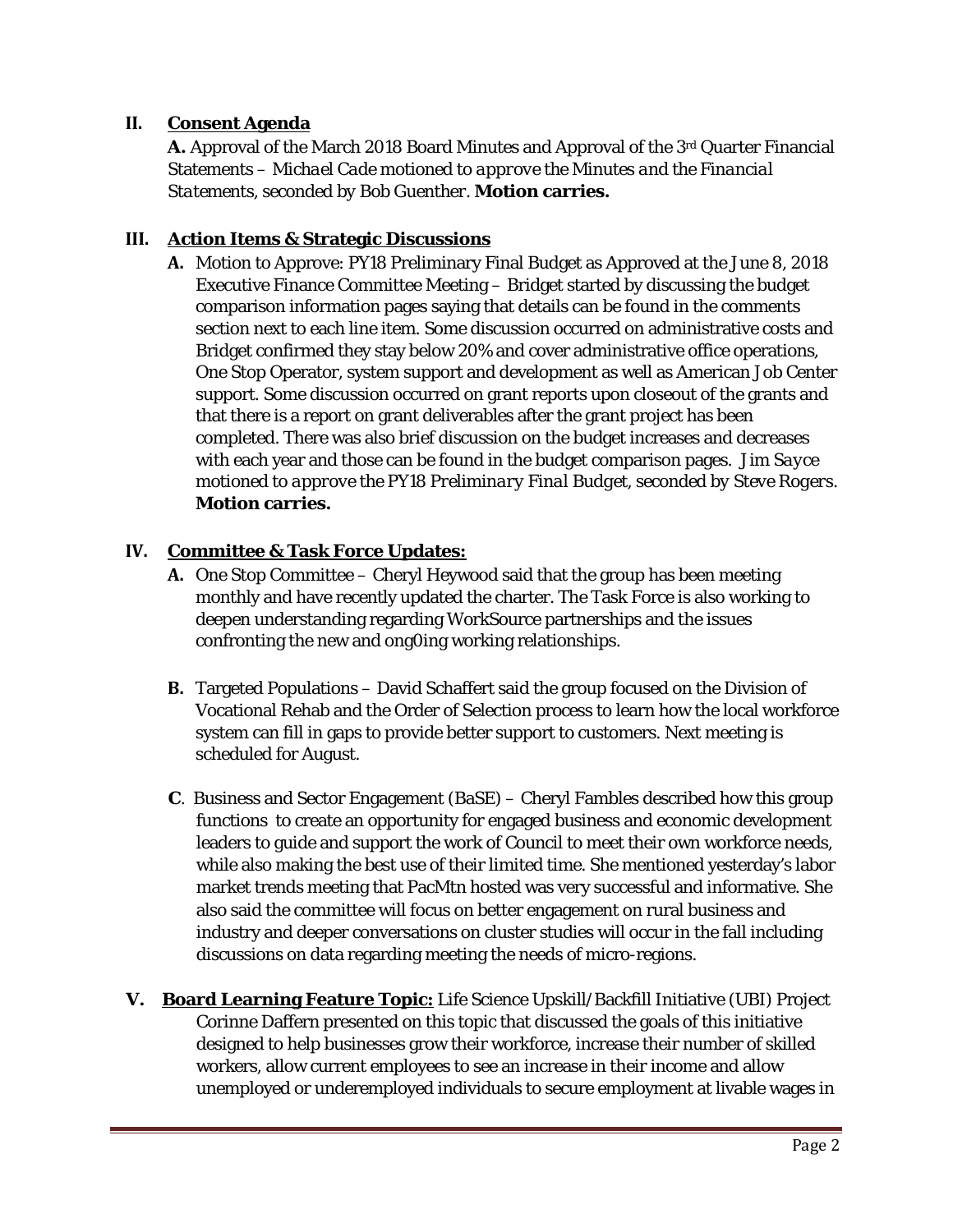## II. Consent Agenda

**A.** Approval of the March 2018 Board Minutes and Approval of the 3rd Quarter Financial Statements – *Michael Cade motioned to approve the Minutes and the Financial Statements, seconded by Bob Guenther.* **Motion carries.**

## III. Action Items & Strategic Discussions

**A.** Motion to Approve: PY18 Preliminary Final Budget as Approved at the June 8, 2018 Executive Finance Committee Meeting – Bridget started by discussing the budget comparison information pages saying that details can be found in the comments section next to each line item. Some discussion occurred on administrative costs and Bridget confirmed they stay below 20% and cover administrative office operations, One Stop Operator, system support and development as well as American Job Center support. Some discussion occurred on grant reports upon closeout of the grants and that there is a report on grant deliverables after the grant project has been completed. There was also brief discussion on the budget increases and decreases with each year and those can be found in the budget comparison pages. *Jim Sayce motioned to approve the PY18 Preliminary Final Budget, seconded by Steve Rogers.* **Motion carries.**

## IV. Committee & Task Force Updates:

**A.** One Stop Committee – Cheryl Heywood said that the group has been meeting monthly and have recently updated the charter. The Task Force is also working to deepen understanding regarding WorkSource partnerships and the issues confronting the new and ong0ing working relationships.

**B.** Targeted Populations – David Schaffert said the group focused on the Division of Vocational Rehab and the Order of Selection process to learn how the local workforce system can fill in gaps to provide better support to customers. Next meeting is scheduled for August.

**C**. Business and Sector Engagement (BaSE) – Cheryl Fambles described how this group functions to create an opportunity for engaged business and economic development leaders to guide and support the work of Council to meet their own workforce needs, while also making the best use of their limited time. She mentioned yesterday's labor market trends meeting that PacMtn hosted was very successful and informative. She also said the committee will focus on better engagement on rural business and industry and deeper conversations on cluster studies will occur in the fall including discussions on data regarding meeting the needs of micro-regions.

## V. Board Learning Feature Topic: Life Science Upskill/Backfill Initiative (UBI) Project

Corinne Daffern presented on this topic that discussed the goals of this initiative designed to help businesses grow their workforce, increase their number of skilled workers, allow current employees to see an increase in their income and allow unemployed or underemployed individuals to secure employment at livable wages in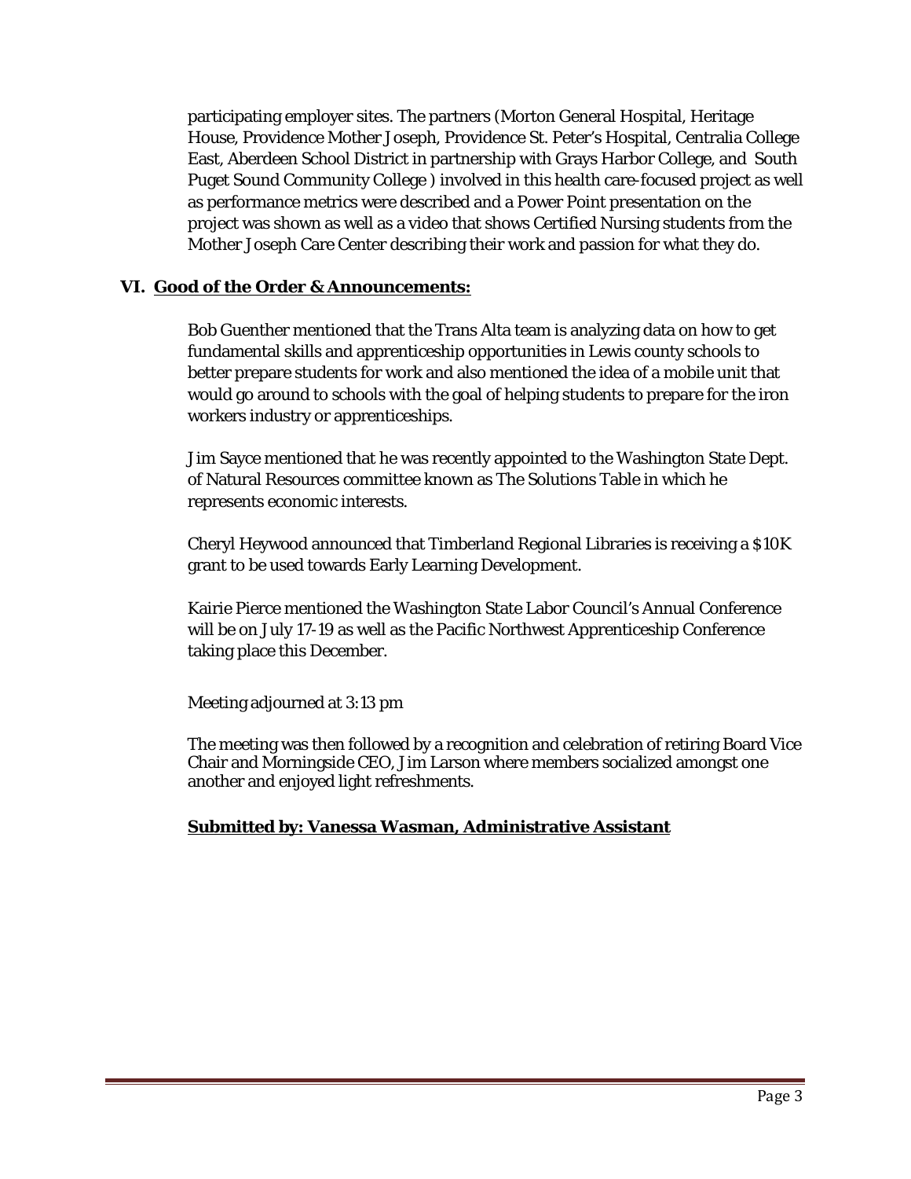participating employer sites. The partners (Morton General Hospital, Heritage House, Providence Mother Joseph, Providence St. Peter's Hospital, Centralia College East, Aberdeen School District in partnership with Grays Harbor College, and South Puget Sound Community College ) involved in this health care-focused project as well as performance metrics were described and a Power Point presentation on the project was shown as well as a video that shows Certified Nursing students from the Mother Joseph Care Center describing their work and passion for what they do.

## VI. Good of the Order & Announcements:

Bob Guenther mentioned that the Trans Alta team is analyzing data on how to get fundamental skills and apprenticeship opportunities in Lewis county schools to better prepare students for work and also mentioned the idea of a mobile unit that would go around to schools with the goal of helping students to prepare for the iron workers industry or apprenticeships.

Jim Sayce mentioned that he was recently appointed to the Washington State Dept. of Natural Resources committee known as The Solutions Table in which he represents economic interests.

Cheryl Heywood announced that Timberland Regional Libraries is receiving a $10K grant to be used towards Early Learning Development.

Kairie Pierce mentioned the Washington State Labor Council's Annual Conference will be on July 17-19 as well as the Pacific Northwest Apprenticeship Conference taking place this December.

Meeting adjourned at 3:13 pm

The meeting was then followed by a recognition and celebration of retiring Board Vice Chair and Morningside CEO, Jim Larson where members socialized amongst one another and enjoyed light refreshments.

**Submitted by: Vanessa Wasman, Administrative Assistant**